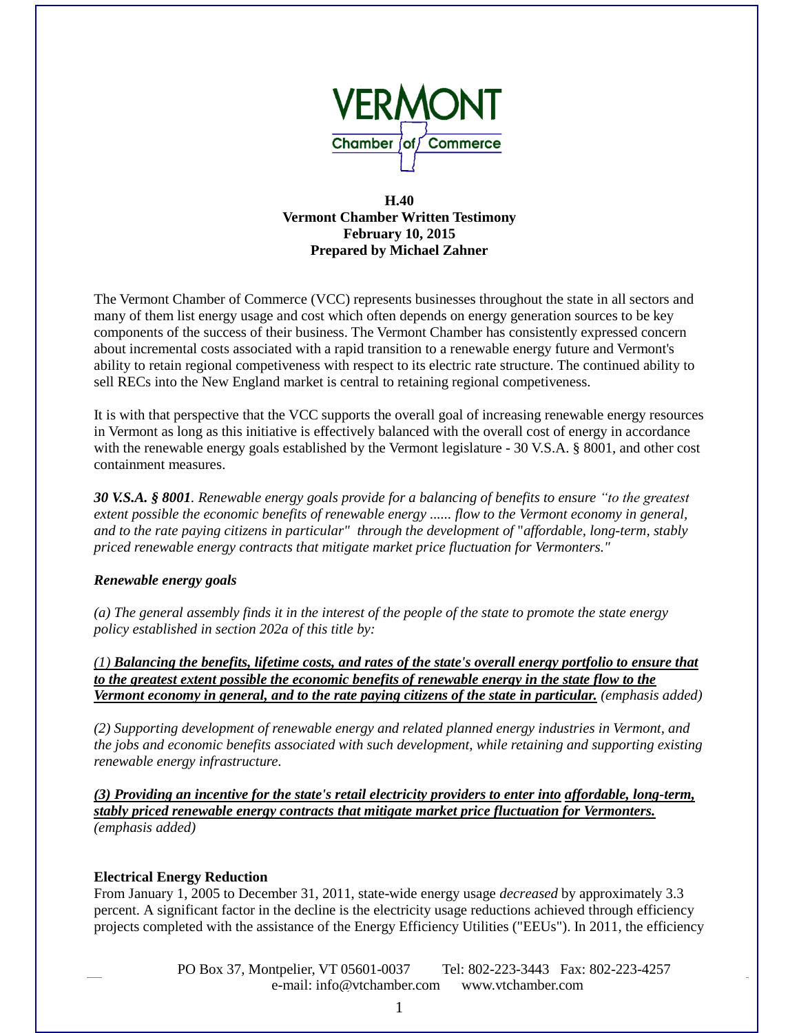**H.40**
**Vermont Chamber Written Testimony**
**February 10, 2015**
**Prepared by Michael Zahner**

The Vermont Chamber of Commerce (VCC) represents businesses throughout the state in all sectors and many of them list energy usage and cost which often depends on energy generation sources to be key components of the success of their business. The Vermont Chamber has consistently expressed concern about incremental costs associated with a rapid transition to a renewable energy future and Vermont's ability to retain regional competiveness with respect to its electric rate structure. The continued ability to sell RECs into the New England market is central to retaining regional competiveness.

It is with that perspective that the VCC supports the overall goal of increasing renewable energy resources in Vermont as long as this initiative is effectively balanced with the overall cost of energy in accordance with the renewable energy goals established by the Vermont legislature - 30 V.S.A. § 8001, and other cost containment measures.

***30 V.S.A. § 8001****. Renewable energy goals provide for a balancing of benefits to ensure "to the greatest extent possible the economic benefits of renewable energy ...... flow to the Vermont economy in general, and to the rate paying citizens in particular" through the development of "affordable, long-term, stably priced renewable energy contracts that mitigate market price fluctuation for Vermonters."*

***Renewable energy goals***

*(a) The general assembly finds it in the interest of the people of the state to promote the state energy policy established in section 202a of this title by:*

*(1)* ***Balancing the benefits, lifetime costs, and rates of the state's overall energy portfolio to ensure that to the greatest extent possible the economic benefits of renewable energy in the state flow to the Vermont economy in general, and to the rate paying citizens of the state in particular.*** *(emphasis added)*

*(2) Supporting development of renewable energy and related planned energy industries in Vermont, and the jobs and economic benefits associated with such development, while retaining and supporting existing renewable energy infrastructure.*

***(3) Providing an incentive for the state's retail electricity providers to enter into affordable, long-term, stably priced renewable energy contracts that mitigate market price fluctuation for Vermonters.***
*(emphasis added)*

**Electrical Energy Reduction**

From January 1, 2005 to December 31, 2011, state-wide energy usage *decreased* by approximately 3.3 percent. A significant factor in the decline is the electricity usage reductions achieved through efficiency projects completed with the assistance of the Energy Efficiency Utilities ("EEUs"). In 2011, the efficiency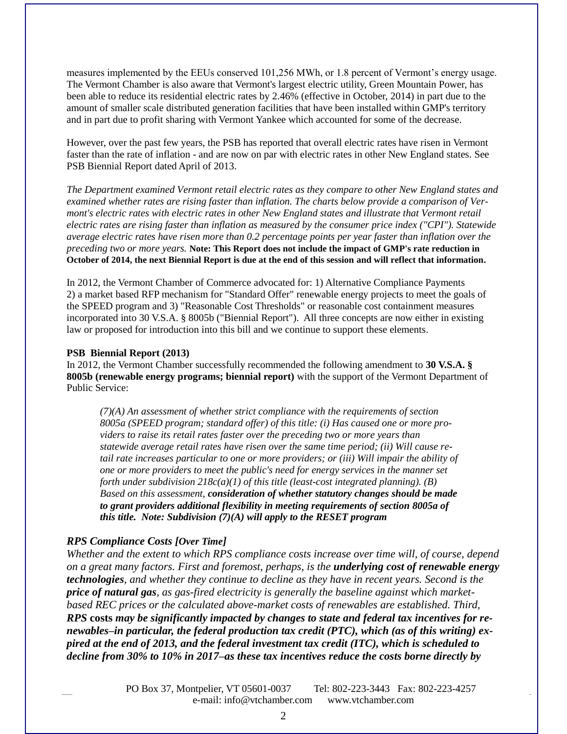measures implemented by the EEUs conserved 101,256 MWh, or 1.8 percent of Vermont's energy usage. The Vermont Chamber is also aware that Vermont's largest electric utility, Green Mountain Power, has been able to reduce its residential electric rates by 2.46% (effective in October, 2014) in part due to the amount of smaller scale distributed generation facilities that have been installed within GMP's territory and in part due to profit sharing with Vermont Yankee which accounted for some of the decrease.

However, over the past few years, the PSB has reported that overall electric rates have risen in Vermont faster than the rate of inflation - and are now on par with electric rates in other New England states. See PSB Biennial Report dated April of 2013.

*The Department examined Vermont retail electric rates as they compare to other New England states and examined whether rates are rising faster than inflation. The charts below provide a comparison of Vermont's electric rates with electric rates in other New England states and illustrate that Vermont retail electric rates are rising faster than inflation as measured by the consumer price index ("CPI"). Statewide average electric rates have risen more than 0.2 percentage points per year faster than inflation over the preceding two or more years.* **Note: This Report does not include the impact of GMP's rate reduction in October of 2014, the next Biennial Report is due at the end of this session and will reflect that information.**

In 2012, the Vermont Chamber of Commerce advocated for: 1) Alternative Compliance Payments 2) a market based RFP mechanism for "Standard Offer" renewable energy projects to meet the goals of the SPEED program and 3) "Reasonable Cost Thresholds" or reasonable cost containment measures incorporated into 30 V.S.A. § 8005b ("Biennial Report"). All three concepts are now either in existing law or proposed for introduction into this bill and we continue to support these elements.

**PSB Biennial Report (2013)**

In 2012, the Vermont Chamber successfully recommended the following amendment to **30 V.S.A. § 8005b (renewable energy programs; biennial report)** with the support of the Vermont Department of Public Service:

> *(7)(A) An assessment of whether strict compliance with the requirements of section 8005a (SPEED program; standard offer) of this title: (i) Has caused one or more providers to raise its retail rates faster over the preceding two or more years than statewide average retail rates have risen over the same time period; (ii) Will cause retail rate increases particular to one or more providers; or (iii) Will impair the ability of one or more providers to meet the public's need for energy services in the manner set forth under subdivision 218c(a)(1) of this title (least-cost integrated planning). (B) Based on this assessment,* ***consideration of whether statutory changes should be made to grant providers additional flexibility in meeting requirements of section 8005a of this title. Note: Subdivision (7)(A) will apply to the RESET program***

***RPS Compliance Costs [Over Time]***

*Whether and the extent to which RPS compliance costs increase over time will, of course, depend on a great many factors. First and foremost, perhaps, is the* ***underlying cost of renewable energy technologies****, and whether they continue to decline as they have in recent years. Second is the* ***price of natural gas****, as gas-fired electricity is generally the baseline against which market-based REC prices or the calculated above-market costs of renewables are established. Third,* ***RPS costs may be significantly impacted by changes to state and federal tax incentives for renewables–in particular, the federal production tax credit (PTC), which (as of this writing) expired at the end of 2013, and the federal investment tax credit (ITC), which is scheduled to decline from 30% to 10% in 2017–as these tax incentives reduce the costs borne directly by***

PO Box 37, Montpelier, VT 05601-0037 Tel: 802-223-3443 Fax: 802-223-4257
e-mail: info@vtchamber.com www.vtchamber.com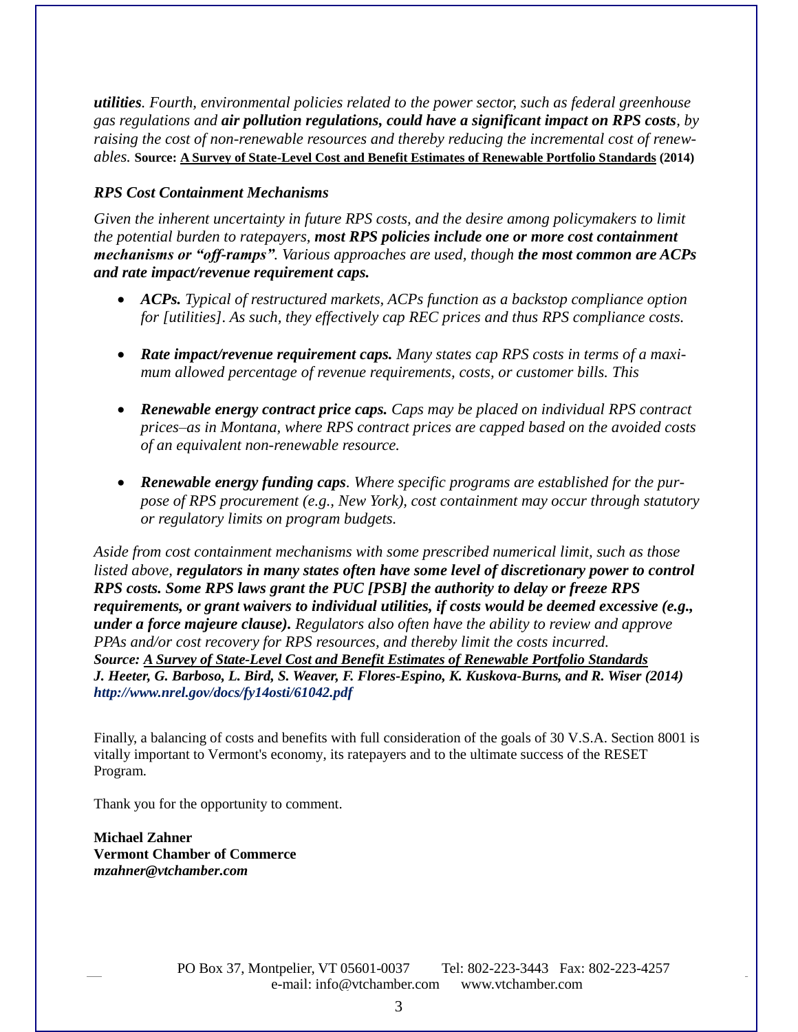***utilities****. Fourth, environmental policies related to the power sector, such as federal greenhouse gas regulations and* ***air pollution regulations, could have a significant impact on RPS costs****, by raising the cost of non-renewable resources and thereby reducing the incremental cost of renewables.* **Source: A Survey of State-Level Cost and Benefit Estimates of Renewable Portfolio Standards (2014)**

***RPS Cost Containment Mechanisms***

*Given the inherent uncertainty in future RPS costs, and the desire among policymakers to limit the potential burden to ratepayers,* ***most RPS policies include one or more cost containment mechanisms or "off-ramps"****. Various approaches are used, though* ***the most common are ACPs and rate impact/revenue requirement caps.***

- ***ACPs.*** *Typical of restructured markets, ACPs function as a backstop compliance option for [utilities]. As such, they effectively cap REC prices and thus RPS compliance costs.*

- ***Rate impact/revenue requirement caps.*** *Many states cap RPS costs in terms of a maximum allowed percentage of revenue requirements, costs, or customer bills. This*

- ***Renewable energy contract price caps.*** *Caps may be placed on individual RPS contract prices–as in Montana, where RPS contract prices are capped based on the avoided costs of an equivalent non-renewable resource.*

- ***Renewable energy funding caps****. Where specific programs are established for the purpose of RPS procurement (e.g., New York), cost containment may occur through statutory or regulatory limits on program budgets.*

*Aside from cost containment mechanisms with some prescribed numerical limit, such as those listed above,* ***regulators in many states often have some level of discretionary power to control RPS costs. Some RPS laws grant the PUC [PSB] the authority to delay or freeze RPS requirements, or grant waivers to individual utilities, if costs would be deemed excessive (e.g., under a force majeure clause).*** *Regulators also often have the ability to review and approve PPAs and/or cost recovery for RPS resources, and thereby limit the costs incurred.*
***Source: A Survey of State-Level Cost and Benefit Estimates of Renewable Portfolio Standards***
***J. Heeter, G. Barboso, L. Bird, S. Weaver, F. Flores-Espino, K. Kuskova-Burns, and R. Wiser (2014)***
***http://www.nrel.gov/docs/fy14osti/61042.pdf***

Finally, a balancing of costs and benefits with full consideration of the goals of 30 V.S.A. Section 8001 is vitally important to Vermont's economy, its ratepayers and to the ultimate success of the RESET Program.

Thank you for the opportunity to comment.

**Michael Zahner**
**Vermont Chamber of Commerce**
***mzahner@vtchamber.com***

PO Box 37, Montpelier, VT 05601-0037 Tel: 802-223-3443 Fax: 802-223-4257
e-mail: info@vtchamber.com www.vtchamber.com